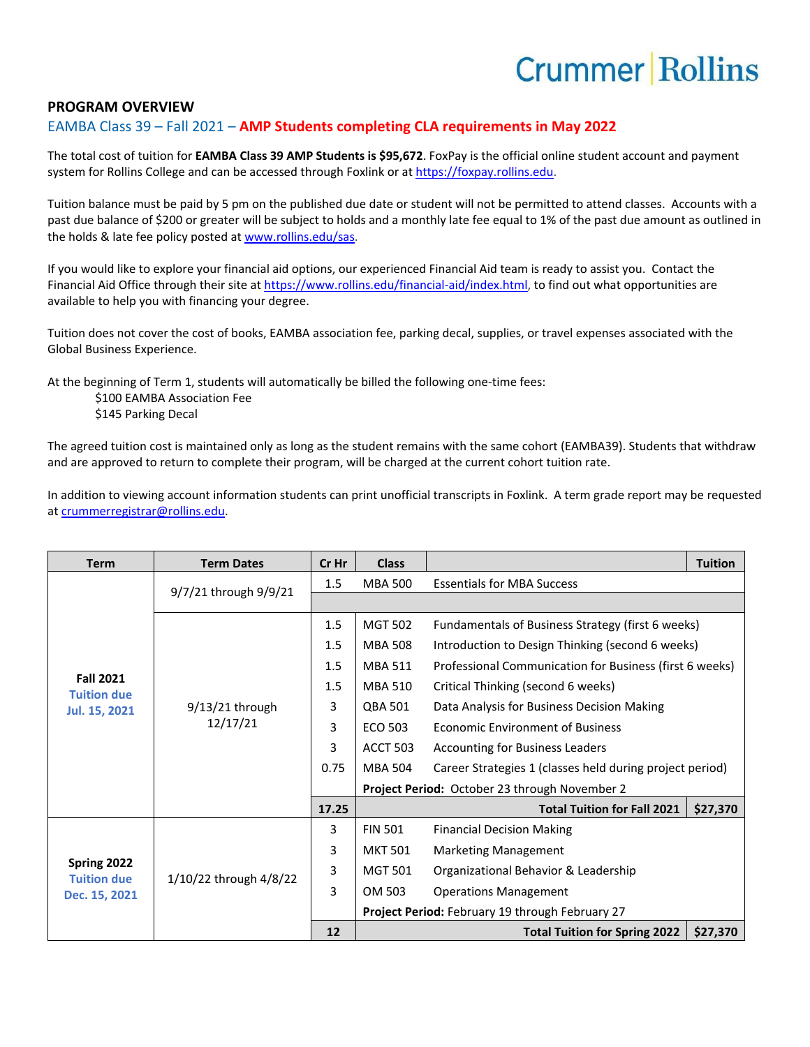## PROGRAM OVERVIEW

### EAMBA Class 39 – Fall 2021 – **AMP Students completing CLA requirements in May 2022**

The total cost of tuition for **EAMBA Class 39 AMP Students is $95,672**. FoxPay is the official online student account and payment system for Rollins College and can be accessed through Foxlink or at https://foxpay.rollins.edu.

Tuition balance must be paid by 5 pm on the published due date or student will not be permitted to attend classes. Accounts with a past due balance of $200 or greater will be subject to holds and a monthly late fee equal to 1% of the past due amount as outlined in the holds & late fee policy posted at www.rollins.edu/sas.

If you would like to explore your financial aid options, our experienced Financial Aid team is ready to assist you. Contact the Financial Aid Office through their site at https://www.rollins.edu/financial-aid/index.html, to find out what opportunities are available to help you with financing your degree.

Tuition does not cover the cost of books, EAMBA association fee, parking decal, supplies, or travel expenses associated with the Global Business Experience.

At the beginning of Term 1, students will automatically be billed the following one-time fees:

- $100 EAMBA Association Fee
- $145 Parking Decal

The agreed tuition cost is maintained only as long as the student remains with the same cohort (EAMBA39). Students that withdraw and are approved to return to complete their program, will be charged at the current cohort tuition rate.

In addition to viewing account information students can print unofficial transcripts in Foxlink. A term grade report may be requested at crummerregistrar@rollins.edu.

| Term | Term Dates | Cr Hr | Class | | Tuition |
|---|---|---|---|---|---|
| **Fall 2021** Tuition due Jul. 15, 2021 | 9/7/21 through 9/9/21 | 1.5 | MBA 500 | Essentials for MBA Success | |
| | 9/13/21 through 12/17/21 | 1.5 | MGT 502 | Fundamentals of Business Strategy (first 6 weeks) | |
| | | 1.5 | MBA 508 | Introduction to Design Thinking (second 6 weeks) | |
| | | 1.5 | MBA 511 | Professional Communication for Business (first 6 weeks) | |
| | | 1.5 | MBA 510 | Critical Thinking (second 6 weeks) | |
| | | 3 | QBA 501 | Data Analysis for Business Decision Making | |
| | | 3 | ECO 503 | Economic Environment of Business | |
| | | 3 | ACCT 503 | Accounting for Business Leaders | |
| | | 0.75 | MBA 504 | Career Strategies 1 (classes held during project period) | |
| | | | **Project Period:** October 23 through November 2 | | |
| | | **17.25** | | **Total Tuition for Fall 2021** | **$27,370** |
| **Spring 2022** Tuition due Dec. 15, 2021 | 1/10/22 through 4/8/22 | 3 | FIN 501 | Financial Decision Making | |
| | | 3 | MKT 501 | Marketing Management | |
| | | 3 | MGT 501 | Organizational Behavior & Leadership | |
| | | 3 | OM 503 | Operations Management | |
| | | | **Project Period:** February 19 through February 27 | | |
| | | **12** | | **Total Tuition for Spring 2022** | **$27,370** |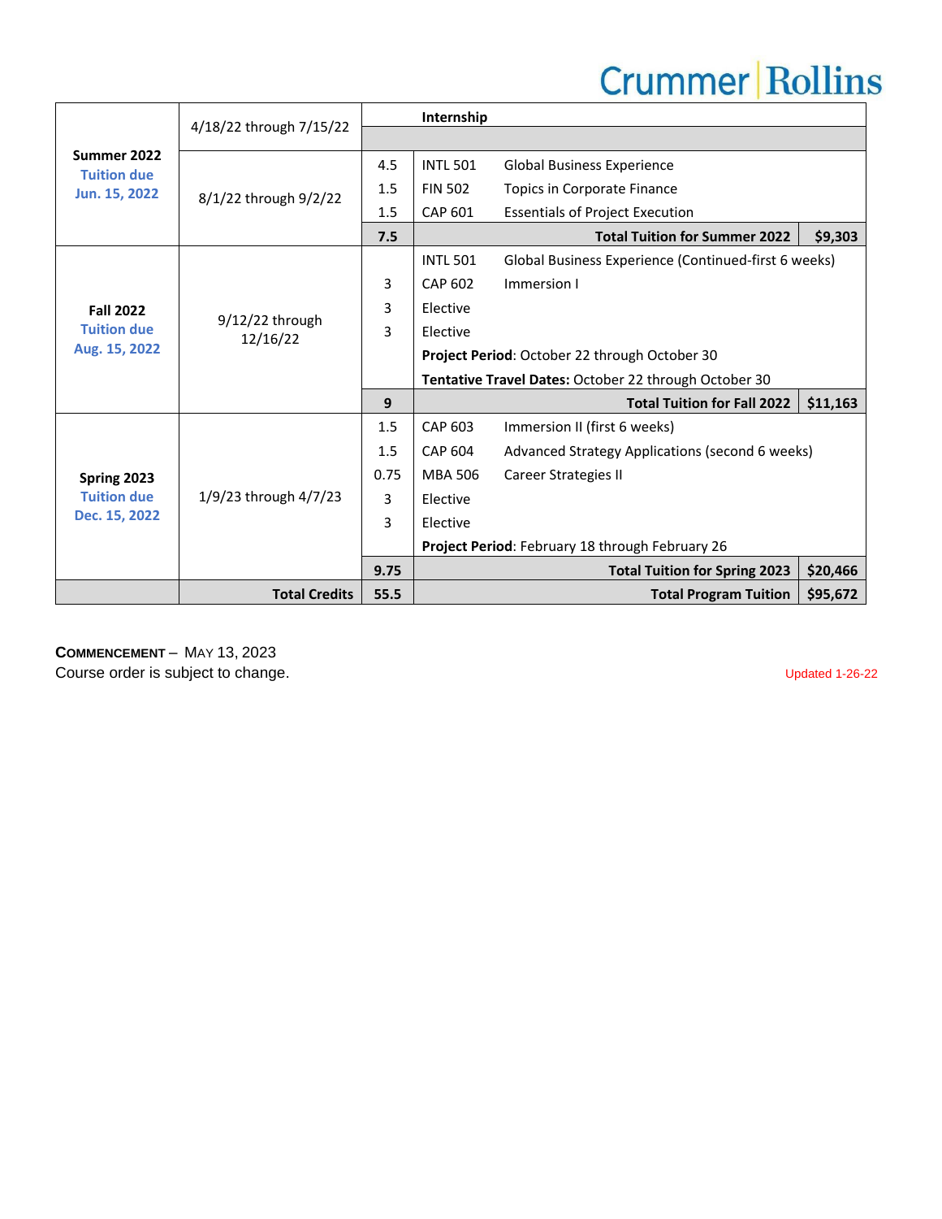Crummer | Rollins

| | | | | | |
|---|---|---|---|---|---|
| **Summer 2022** Tuition due Jun. 15, 2022 | 4/18/22 through 7/15/22 | | **Internship** | | |
| | 8/1/22 through 9/2/22 | 4.5 | INTL 501 | Global Business Experience | |
| | | 1.5 | FIN 502 | Topics in Corporate Finance | |
| | | 1.5 | CAP 601 | Essentials of Project Execution | |
| | | **7.5** | | **Total Tuition for Summer 2022** | **$9,303** |
| **Fall 2022** Tuition due Aug. 15, 2022 | 9/12/22 through 12/16/22 | | INTL 501 | Global Business Experience (Continued-first 6 weeks) | |
| | | 3 | CAP 602 | Immersion I | |
| | | 3 | Elective | | |
| | | 3 | Elective | | |
| | | | **Project Period**: October 22 through October 30 | | |
| | | | **Tentative Travel Dates:** October 22 through October 30 | | |
| | | **9** | | **Total Tuition for Fall 2022** | **$11,163** |
| **Spring 2023** Tuition due Dec. 15, 2022 | 1/9/23 through 4/7/23 | 1.5 | CAP 603 | Immersion II (first 6 weeks) | |
| | | 1.5 | CAP 604 | Advanced Strategy Applications (second 6 weeks) | |
| | | 0.75 | MBA 506 | Career Strategies II | |
| | | 3 | Elective | | |
| | | 3 | Elective | | |
| | | | **Project Period**: February 18 through February 26 | | |
| | | **9.75** | | **Total Tuition for Spring 2023** | **$20,466** |
| | **Total Credits** | **55.5** | | **Total Program Tuition** | **$95,672** |

**COMMENCEMENT** – MAY 13, 2023

Course order is subject to change.

Updated 1-26-22